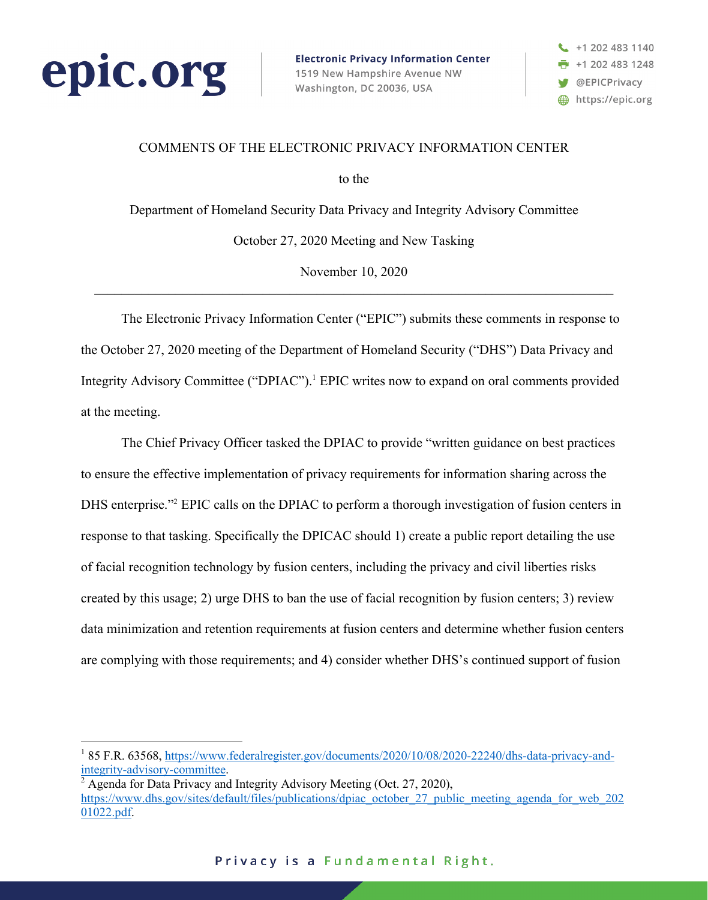epic.org

**Electronic Privacy Information Center**
1519 New Hampshire Avenue NW
Washington, DC 20036, USA

+1 202 483 1140
+1 202 483 1248
@EPICPrivacy
https://epic.org

COMMENTS OF THE ELECTRONIC PRIVACY INFORMATION CENTER

to the

Department of Homeland Security Data Privacy and Integrity Advisory Committee

October 27, 2020 Meeting and New Tasking

November 10, 2020

---

The Electronic Privacy Information Center ("EPIC") submits these comments in response to the October 27, 2020 meeting of the Department of Homeland Security ("DHS") Data Privacy and Integrity Advisory Committee ("DPIAC").[1] EPIC writes now to expand on oral comments provided at the meeting.

The Chief Privacy Officer tasked the DPIAC to provide "written guidance on best practices to ensure the effective implementation of privacy requirements for information sharing across the DHS enterprise."[2] EPIC calls on the DPIAC to perform a thorough investigation of fusion centers in response to that tasking. Specifically the DPICAC should 1) create a public report detailing the use of facial recognition technology by fusion centers, including the privacy and civil liberties risks created by this usage; 2) urge DHS to ban the use of facial recognition by fusion centers; 3) review data minimization and retention requirements at fusion centers and determine whether fusion centers are complying with those requirements; and 4) consider whether DHS's continued support of fusion

---

[1] 85 F.R. 63568, https://www.federalregister.gov/documents/2020/10/08/2020-22240/dhs-data-privacy-and-integrity-advisory-committee.

[2] Agenda for Data Privacy and Integrity Advisory Meeting (Oct. 27, 2020), https://www.dhs.gov/sites/default/files/publications/dpiac_october_27_public_meeting_agenda_for_web_20201022.pdf.

Privacy is a Fundamental Right.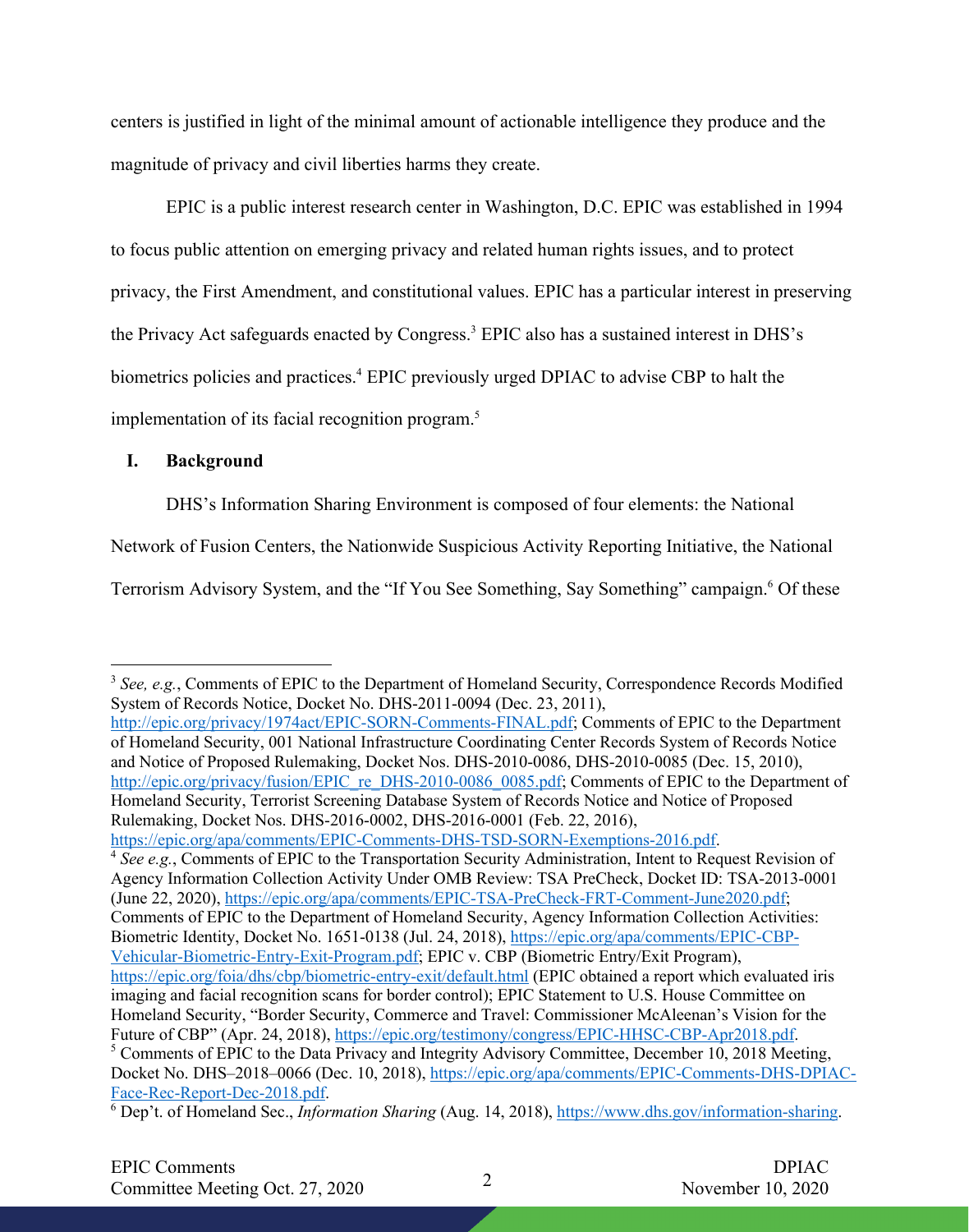centers is justified in light of the minimal amount of actionable intelligence they produce and the magnitude of privacy and civil liberties harms they create.

EPIC is a public interest research center in Washington, D.C. EPIC was established in 1994 to focus public attention on emerging privacy and related human rights issues, and to protect privacy, the First Amendment, and constitutional values. EPIC has a particular interest in preserving the Privacy Act safeguards enacted by Congress.[3] EPIC also has a sustained interest in DHS's biometrics policies and practices.[4] EPIC previously urged DPIAC to advise CBP to halt the implementation of its facial recognition program.[5]

## I. Background

DHS's Information Sharing Environment is composed of four elements: the National Network of Fusion Centers, the Nationwide Suspicious Activity Reporting Initiative, the National Terrorism Advisory System, and the "If You See Something, Say Something" campaign.[6] Of these

---

[3] *See, e.g.*, Comments of EPIC to the Department of Homeland Security, Correspondence Records Modified System of Records Notice, Docket No. DHS-2011-0094 (Dec. 23, 2011), http://epic.org/privacy/1974act/EPIC-SORN-Comments-FINAL.pdf; Comments of EPIC to the Department of Homeland Security, 001 National Infrastructure Coordinating Center Records System of Records Notice and Notice of Proposed Rulemaking, Docket Nos. DHS-2010-0086, DHS-2010-0085 (Dec. 15, 2010), http://epic.org/privacy/fusion/EPIC_re_DHS-2010-0086_0085.pdf; Comments of EPIC to the Department of Homeland Security, Terrorist Screening Database System of Records Notice and Notice of Proposed Rulemaking, Docket Nos. DHS-2016-0002, DHS-2016-0001 (Feb. 22, 2016), https://epic.org/apa/comments/EPIC-Comments-DHS-TSD-SORN-Exemptions-2016.pdf.

[4] *See e.g.*, Comments of EPIC to the Transportation Security Administration, Intent to Request Revision of Agency Information Collection Activity Under OMB Review: TSA PreCheck, Docket ID: TSA-2013-0001 (June 22, 2020), https://epic.org/apa/comments/EPIC-TSA-PreCheck-FRT-Comment-June2020.pdf; Comments of EPIC to the Department of Homeland Security, Agency Information Collection Activities: Biometric Identity, Docket No. 1651-0138 (Jul. 24, 2018), https://epic.org/apa/comments/EPIC-CBP-Vehicular-Biometric-Entry-Exit-Program.pdf; EPIC v. CBP (Biometric Entry/Exit Program), https://epic.org/foia/dhs/cbp/biometric-entry-exit/default.html (EPIC obtained a report which evaluated iris imaging and facial recognition scans for border control); EPIC Statement to U.S. House Committee on Homeland Security, "Border Security, Commerce and Travel: Commissioner McAleenan's Vision for the Future of CBP" (Apr. 24, 2018), https://epic.org/testimony/congress/EPIC-HHSC-CBP-Apr2018.pdf.

[5] Comments of EPIC to the Data Privacy and Integrity Advisory Committee, December 10, 2018 Meeting, Docket No. DHS–2018–0066 (Dec. 10, 2018), https://epic.org/apa/comments/EPIC-Comments-DHS-DPIAC-Face-Rec-Report-Dec-2018.pdf.

[6] Dep't. of Homeland Sec., *Information Sharing* (Aug. 14, 2018), https://www.dhs.gov/information-sharing.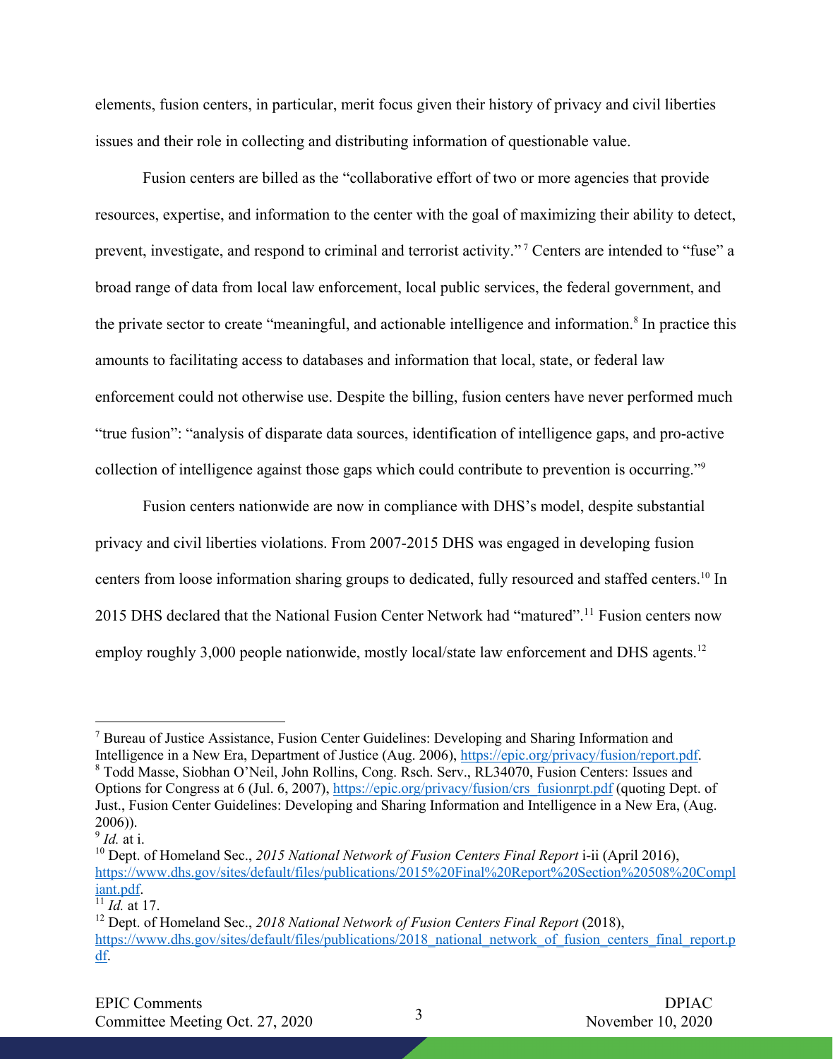elements, fusion centers, in particular, merit focus given their history of privacy and civil liberties issues and their role in collecting and distributing information of questionable value.

Fusion centers are billed as the "collaborative effort of two or more agencies that provide resources, expertise, and information to the center with the goal of maximizing their ability to detect, prevent, investigate, and respond to criminal and terrorist activity."[7] Centers are intended to "fuse" a broad range of data from local law enforcement, local public services, the federal government, and the private sector to create "meaningful, and actionable intelligence and information.[8] In practice this amounts to facilitating access to databases and information that local, state, or federal law enforcement could not otherwise use. Despite the billing, fusion centers have never performed much "true fusion": "analysis of disparate data sources, identification of intelligence gaps, and pro-active collection of intelligence against those gaps which could contribute to prevention is occurring."[9]

Fusion centers nationwide are now in compliance with DHS's model, despite substantial privacy and civil liberties violations. From 2007-2015 DHS was engaged in developing fusion centers from loose information sharing groups to dedicated, fully resourced and staffed centers.[10] In 2015 DHS declared that the National Fusion Center Network had "matured".[11] Fusion centers now employ roughly 3,000 people nationwide, mostly local/state law enforcement and DHS agents.[12]

---

[7] Bureau of Justice Assistance, Fusion Center Guidelines: Developing and Sharing Information and Intelligence in a New Era, Department of Justice (Aug. 2006), https://epic.org/privacy/fusion/report.pdf.

[8] Todd Masse, Siobhan O'Neil, John Rollins, Cong. Rsch. Serv., RL34070, Fusion Centers: Issues and Options for Congress at 6 (Jul. 6, 2007), https://epic.org/privacy/fusion/crs_fusionrpt.pdf (quoting Dept. of Just., Fusion Center Guidelines: Developing and Sharing Information and Intelligence in a New Era, (Aug. 2006)).

[9] *Id.* at i.

[10] Dept. of Homeland Sec., *2015 National Network of Fusion Centers Final Report* i-ii (April 2016), https://www.dhs.gov/sites/default/files/publications/2015%20Final%20Report%20Section%20508%20Compliant.pdf.

[11] *Id.* at 17.

[12] Dept. of Homeland Sec., *2018 National Network of Fusion Centers Final Report* (2018), https://www.dhs.gov/sites/default/files/publications/2018_national_network_of_fusion_centers_final_report.pdf.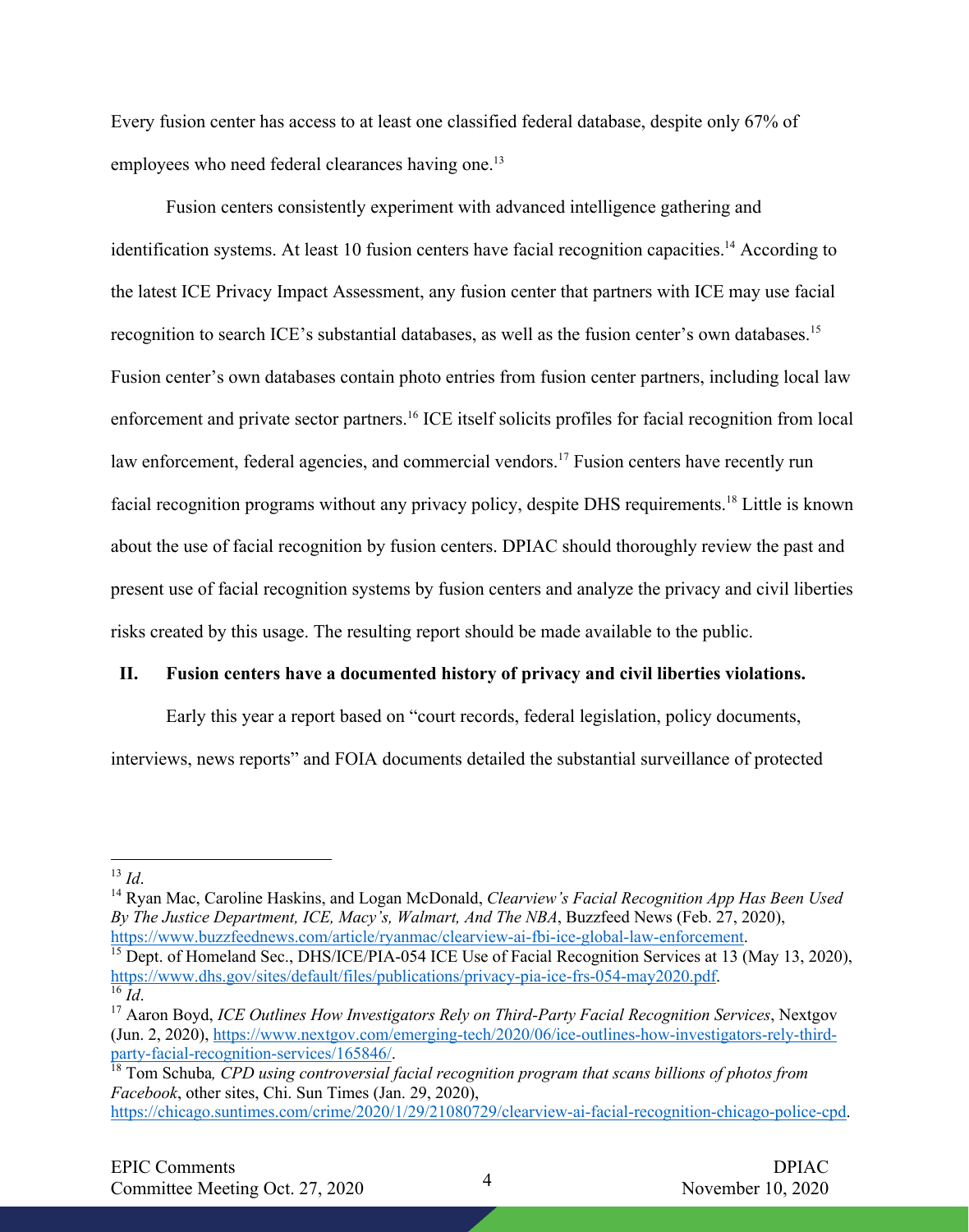Every fusion center has access to at least one classified federal database, despite only 67% of employees who need federal clearances having one.[13]

Fusion centers consistently experiment with advanced intelligence gathering and identification systems. At least 10 fusion centers have facial recognition capacities.[14] According to the latest ICE Privacy Impact Assessment, any fusion center that partners with ICE may use facial recognition to search ICE's substantial databases, as well as the fusion center's own databases.[15] Fusion center's own databases contain photo entries from fusion center partners, including local law enforcement and private sector partners.[16] ICE itself solicits profiles for facial recognition from local law enforcement, federal agencies, and commercial vendors.[17] Fusion centers have recently run facial recognition programs without any privacy policy, despite DHS requirements.[18] Little is known about the use of facial recognition by fusion centers. DPIAC should thoroughly review the past and present use of facial recognition systems by fusion centers and analyze the privacy and civil liberties risks created by this usage. The resulting report should be made available to the public.

## II. Fusion centers have a documented history of privacy and civil liberties violations.

Early this year a report based on "court records, federal legislation, policy documents, interviews, news reports" and FOIA documents detailed the substantial surveillance of protected

---

[13] *Id*.

[14] Ryan Mac, Caroline Haskins, and Logan McDonald, *Clearview's Facial Recognition App Has Been Used By The Justice Department, ICE, Macy's, Walmart, And The NBA*, Buzzfeed News (Feb. 27, 2020), https://www.buzzfeednews.com/article/ryanmac/clearview-ai-fbi-ice-global-law-enforcement.

[15] Dept. of Homeland Sec., DHS/ICE/PIA-054 ICE Use of Facial Recognition Services at 13 (May 13, 2020), https://www.dhs.gov/sites/default/files/publications/privacy-pia-ice-frs-054-may2020.pdf.

[16] *Id*.

[17] Aaron Boyd, *ICE Outlines How Investigators Rely on Third-Party Facial Recognition Services*, Nextgov (Jun. 2, 2020), https://www.nextgov.com/emerging-tech/2020/06/ice-outlines-how-investigators-rely-third-party-facial-recognition-services/165846/.

[18] Tom Schuba*, CPD using controversial facial recognition program that scans billions of photos from Facebook*, other sites, Chi. Sun Times (Jan. 29, 2020), https://chicago.suntimes.com/crime/2020/1/29/21080729/clearview-ai-facial-recognition-chicago-police-cpd.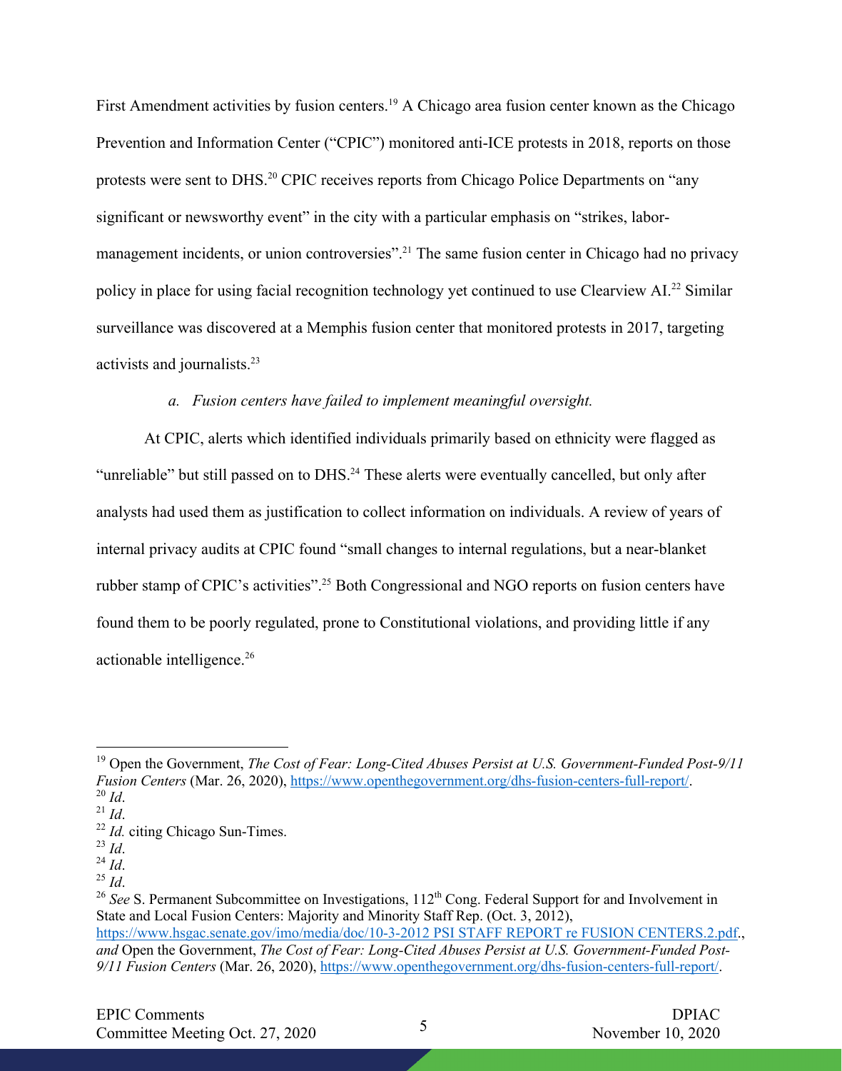First Amendment activities by fusion centers.[19] A Chicago area fusion center known as the Chicago Prevention and Information Center ("CPIC") monitored anti-ICE protests in 2018, reports on those protests were sent to DHS.[20] CPIC receives reports from Chicago Police Departments on "any significant or newsworthy event" in the city with a particular emphasis on "strikes, labor-management incidents, or union controversies".[21] The same fusion center in Chicago had no privacy policy in place for using facial recognition technology yet continued to use Clearview AI.[22] Similar surveillance was discovered at a Memphis fusion center that monitored protests in 2017, targeting activists and journalists.[23]

*a. Fusion centers have failed to implement meaningful oversight.*

At CPIC, alerts which identified individuals primarily based on ethnicity were flagged as "unreliable" but still passed on to DHS.[24] These alerts were eventually cancelled, but only after analysts had used them as justification to collect information on individuals. A review of years of internal privacy audits at CPIC found "small changes to internal regulations, but a near-blanket rubber stamp of CPIC's activities".[25] Both Congressional and NGO reports on fusion centers have found them to be poorly regulated, prone to Constitutional violations, and providing little if any actionable intelligence.[26]

---

[19] Open the Government, *The Cost of Fear: Long-Cited Abuses Persist at U.S. Government-Funded Post-9/11 Fusion Centers* (Mar. 26, 2020), https://www.openthegovernment.org/dhs-fusion-centers-full-report/.
[20] *Id*.
[21] *Id*.
[22] *Id.* citing Chicago Sun-Times.
[23] *Id*.
[24] *Id*.
[25] *Id*.
[26] *See* S. Permanent Subcommittee on Investigations, 112th Cong. Federal Support for and Involvement in State and Local Fusion Centers: Majority and Minority Staff Rep. (Oct. 3, 2012), https://www.hsgac.senate.gov/imo/media/doc/10-3-2012 PSI STAFF REPORT re FUSION CENTERS.2.pdf., *and* Open the Government, *The Cost of Fear: Long-Cited Abuses Persist at U.S. Government-Funded Post-9/11 Fusion Centers* (Mar. 26, 2020), https://www.openthegovernment.org/dhs-fusion-centers-full-report/.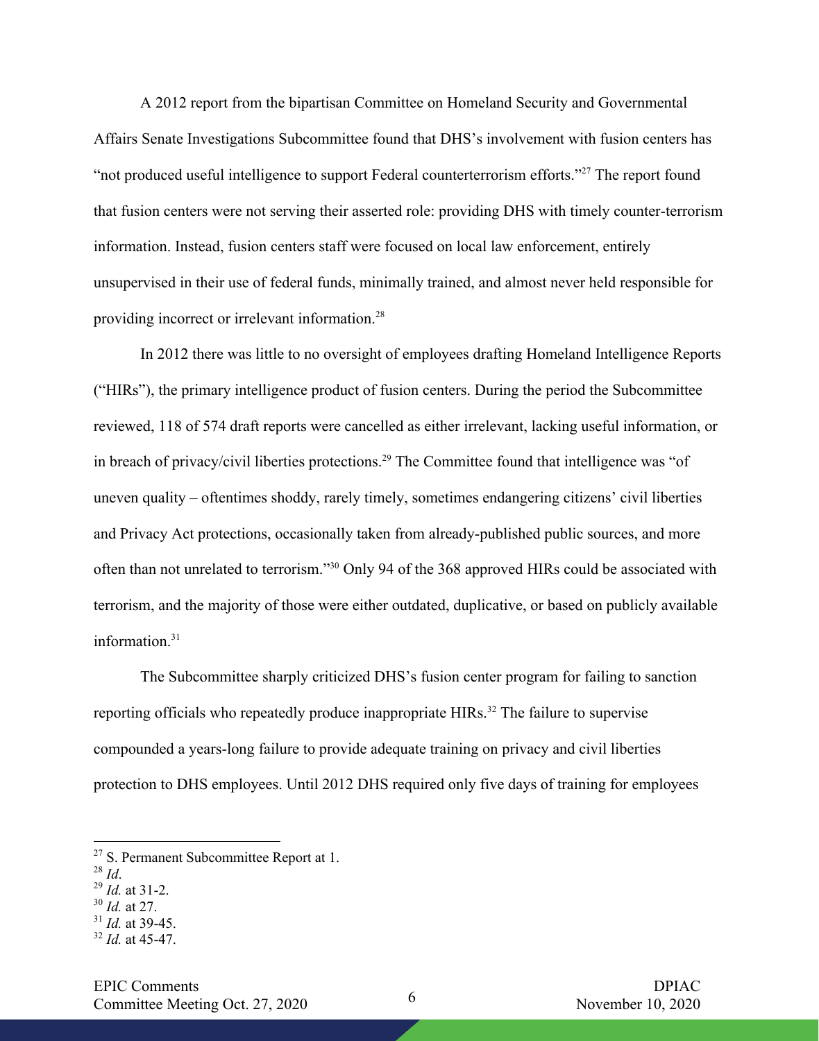A 2012 report from the bipartisan Committee on Homeland Security and Governmental Affairs Senate Investigations Subcommittee found that DHS's involvement with fusion centers has "not produced useful intelligence to support Federal counterterrorism efforts."[27] The report found that fusion centers were not serving their asserted role: providing DHS with timely counter-terrorism information. Instead, fusion centers staff were focused on local law enforcement, entirely unsupervised in their use of federal funds, minimally trained, and almost never held responsible for providing incorrect or irrelevant information.[28]

In 2012 there was little to no oversight of employees drafting Homeland Intelligence Reports ("HIRs"), the primary intelligence product of fusion centers. During the period the Subcommittee reviewed, 118 of 574 draft reports were cancelled as either irrelevant, lacking useful information, or in breach of privacy/civil liberties protections.[29] The Committee found that intelligence was "of uneven quality – oftentimes shoddy, rarely timely, sometimes endangering citizens' civil liberties and Privacy Act protections, occasionally taken from already-published public sources, and more often than not unrelated to terrorism."[30] Only 94 of the 368 approved HIRs could be associated with terrorism, and the majority of those were either outdated, duplicative, or based on publicly available information.[31]

The Subcommittee sharply criticized DHS's fusion center program for failing to sanction reporting officials who repeatedly produce inappropriate HIRs.[32] The failure to supervise compounded a years-long failure to provide adequate training on privacy and civil liberties protection to DHS employees. Until 2012 DHS required only five days of training for employees

---

[27] S. Permanent Subcommittee Report at 1.

[28] *Id*.

[29] *Id.* at 31-2.

[30] *Id.* at 27.

[31] *Id.* at 39-45.

[32] *Id.* at 45-47.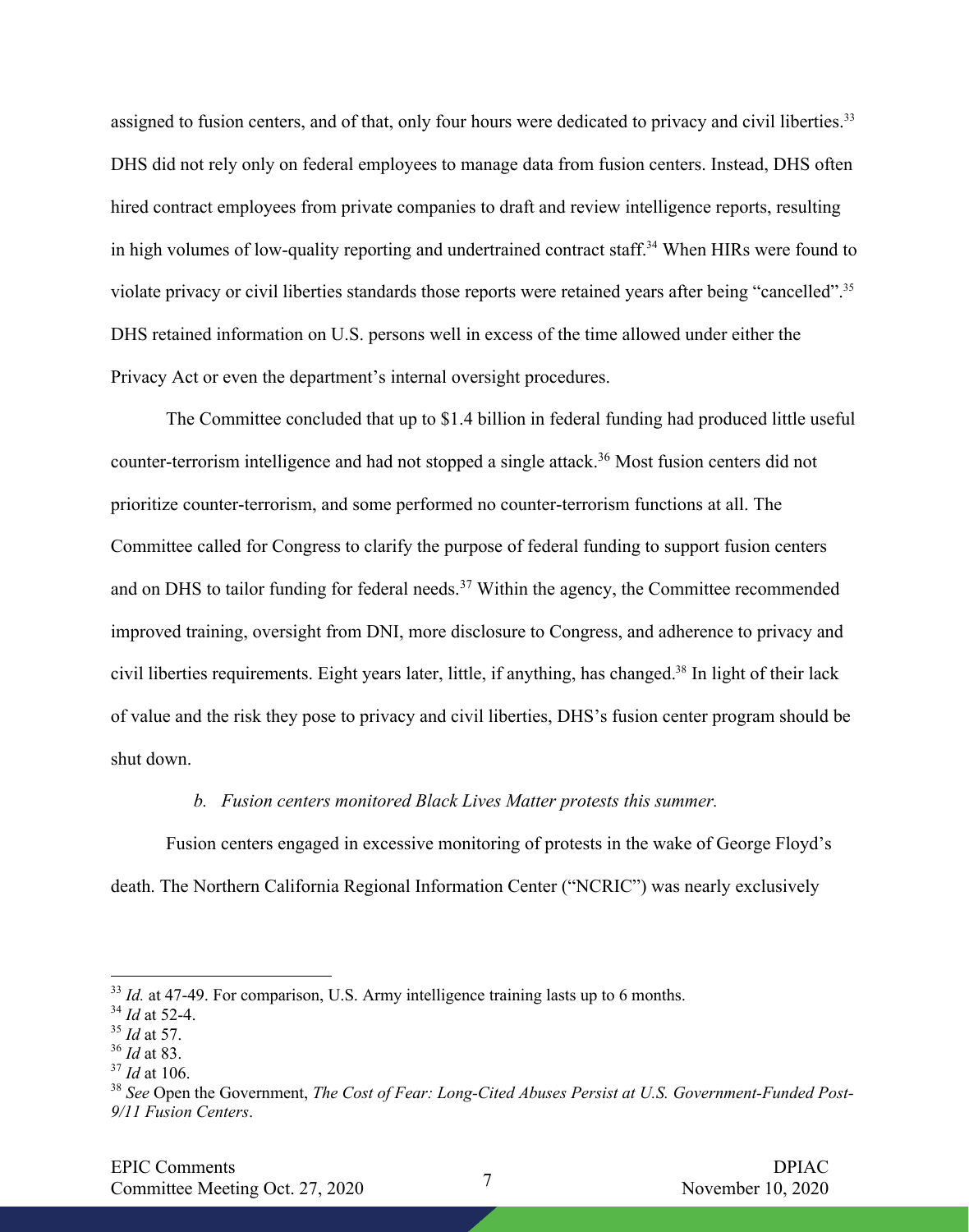assigned to fusion centers, and of that, only four hours were dedicated to privacy and civil liberties.[33] DHS did not rely only on federal employees to manage data from fusion centers. Instead, DHS often hired contract employees from private companies to draft and review intelligence reports, resulting in high volumes of low-quality reporting and undertrained contract staff.[34] When HIRs were found to violate privacy or civil liberties standards those reports were retained years after being "cancelled".[35] DHS retained information on U.S. persons well in excess of the time allowed under either the Privacy Act or even the department's internal oversight procedures.

The Committee concluded that up to $1.4 billion in federal funding had produced little useful counter-terrorism intelligence and had not stopped a single attack.[36] Most fusion centers did not prioritize counter-terrorism, and some performed no counter-terrorism functions at all. The Committee called for Congress to clarify the purpose of federal funding to support fusion centers and on DHS to tailor funding for federal needs.[37] Within the agency, the Committee recommended improved training, oversight from DNI, more disclosure to Congress, and adherence to privacy and civil liberties requirements. Eight years later, little, if anything, has changed.[38] In light of their lack of value and the risk they pose to privacy and civil liberties, DHS's fusion center program should be shut down.

*b. Fusion centers monitored Black Lives Matter protests this summer.*

Fusion centers engaged in excessive monitoring of protests in the wake of George Floyd's death. The Northern California Regional Information Center ("NCRIC") was nearly exclusively

---

[33] *Id.* at 47-49. For comparison, U.S. Army intelligence training lasts up to 6 months.

[34] *Id* at 52-4.

[35] *Id* at 57.

[36] *Id* at 83.

[37] *Id* at 106.

[38] *See* Open the Government, *The Cost of Fear: Long-Cited Abuses Persist at U.S. Government-Funded Post-9/11 Fusion Centers*.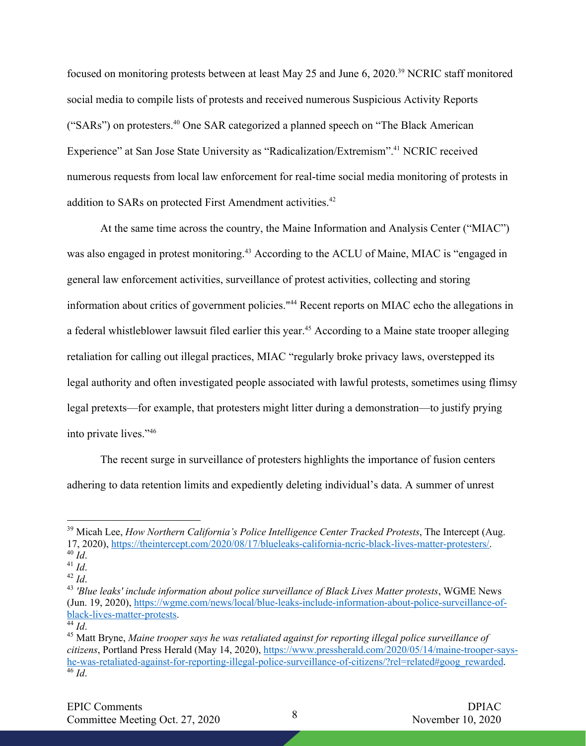focused on monitoring protests between at least May 25 and June 6, 2020.[39] NCRIC staff monitored social media to compile lists of protests and received numerous Suspicious Activity Reports ("SARs") on protesters.[40] One SAR categorized a planned speech on "The Black American Experience" at San Jose State University as "Radicalization/Extremism".[41] NCRIC received numerous requests from local law enforcement for real-time social media monitoring of protests in addition to SARs on protected First Amendment activities.[42]

At the same time across the country, the Maine Information and Analysis Center ("MIAC") was also engaged in protest monitoring.[43] According to the ACLU of Maine, MIAC is "engaged in general law enforcement activities, surveillance of protest activities, collecting and storing information about critics of government policies."[44] Recent reports on MIAC echo the allegations in a federal whistleblower lawsuit filed earlier this year.[45] According to a Maine state trooper alleging retaliation for calling out illegal practices, MIAC "regularly broke privacy laws, overstepped its legal authority and often investigated people associated with lawful protests, sometimes using flimsy legal pretexts—for example, that protesters might litter during a demonstration—to justify prying into private lives."[46]

The recent surge in surveillance of protesters highlights the importance of fusion centers adhering to data retention limits and expediently deleting individual's data. A summer of unrest

---

[39] Micah Lee, *How Northern California's Police Intelligence Center Tracked Protests*, The Intercept (Aug. 17, 2020), https://theintercept.com/2020/08/17/blueleaks-california-ncric-black-lives-matter-protesters/.
[40] *Id*.
[41] *Id*.
[42] *Id*.
[43] *'Blue leaks' include information about police surveillance of Black Lives Matter protests*, WGME News (Jun. 19, 2020), https://wgme.com/news/local/blue-leaks-include-information-about-police-surveillance-of-black-lives-matter-protests.
[44] *Id*.
[45] Matt Bryne, *Maine trooper says he was retaliated against for reporting illegal police surveillance of citizens*, Portland Press Herald (May 14, 2020), https://www.pressherald.com/2020/05/14/maine-trooper-says-he-was-retaliated-against-for-reporting-illegal-police-surveillance-of-citizens/?rel=related#goog_rewarded.
[46] *Id*.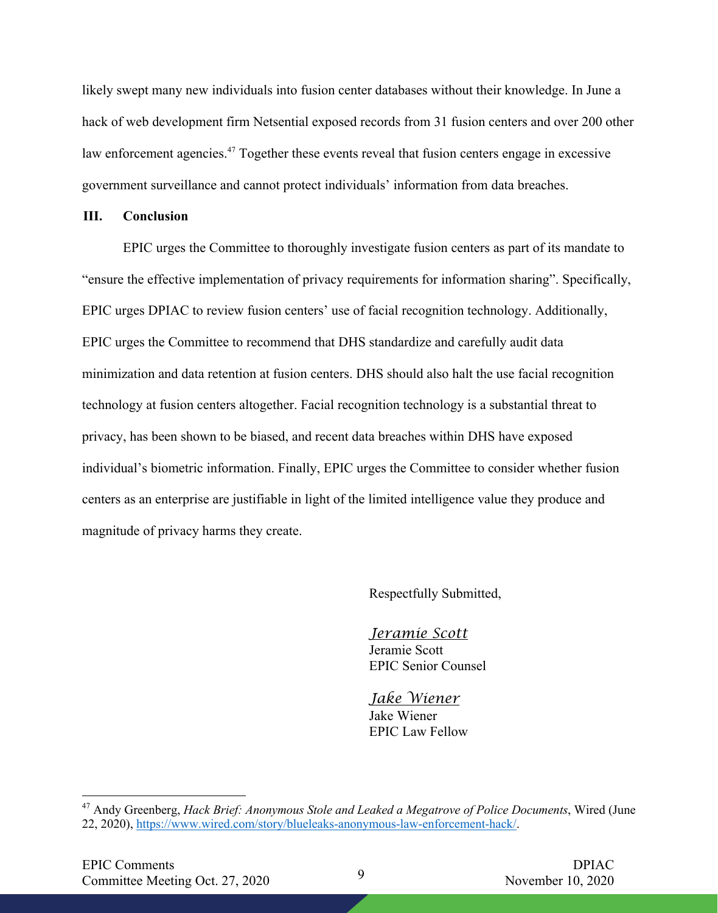likely swept many new individuals into fusion center databases without their knowledge. In June a hack of web development firm Netsential exposed records from 31 fusion centers and over 200 other law enforcement agencies.[47] Together these events reveal that fusion centers engage in excessive government surveillance and cannot protect individuals' information from data breaches.

## III. Conclusion

EPIC urges the Committee to thoroughly investigate fusion centers as part of its mandate to "ensure the effective implementation of privacy requirements for information sharing". Specifically, EPIC urges DPIAC to review fusion centers' use of facial recognition technology. Additionally, EPIC urges the Committee to recommend that DHS standardize and carefully audit data minimization and data retention at fusion centers. DHS should also halt the use facial recognition technology at fusion centers altogether. Facial recognition technology is a substantial threat to privacy, has been shown to be biased, and recent data breaches within DHS have exposed individual's biometric information. Finally, EPIC urges the Committee to consider whether fusion centers as an enterprise are justifiable in light of the limited intelligence value they produce and magnitude of privacy harms they create.

Respectfully Submitted,

*Jeramie Scott*
Jeramie Scott
EPIC Senior Counsel

*Jake Wiener*
Jake Wiener
EPIC Law Fellow

---

[47] Andy Greenberg, *Hack Brief: Anonymous Stole and Leaked a Megatrove of Police Documents*, Wired (June 22, 2020), https://www.wired.com/story/blueleaks-anonymous-law-enforcement-hack/.